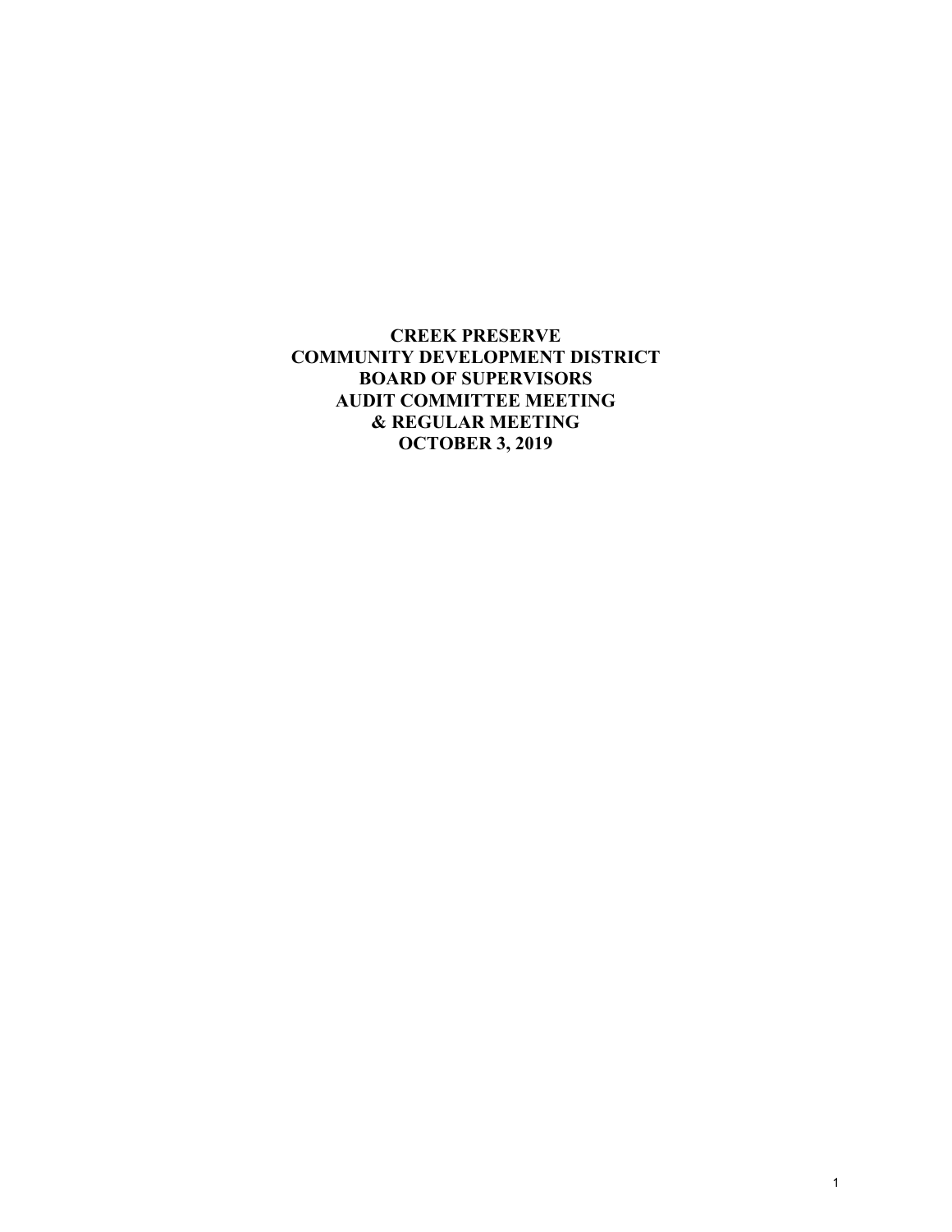**CREEK PRESERVE**
**COMMUNITY DEVELOPMENT DISTRICT**
**BOARD OF SUPERVISORS**
**AUDIT COMMITTEE MEETING**
**& REGULAR MEETING**
**OCTOBER 3, 2019**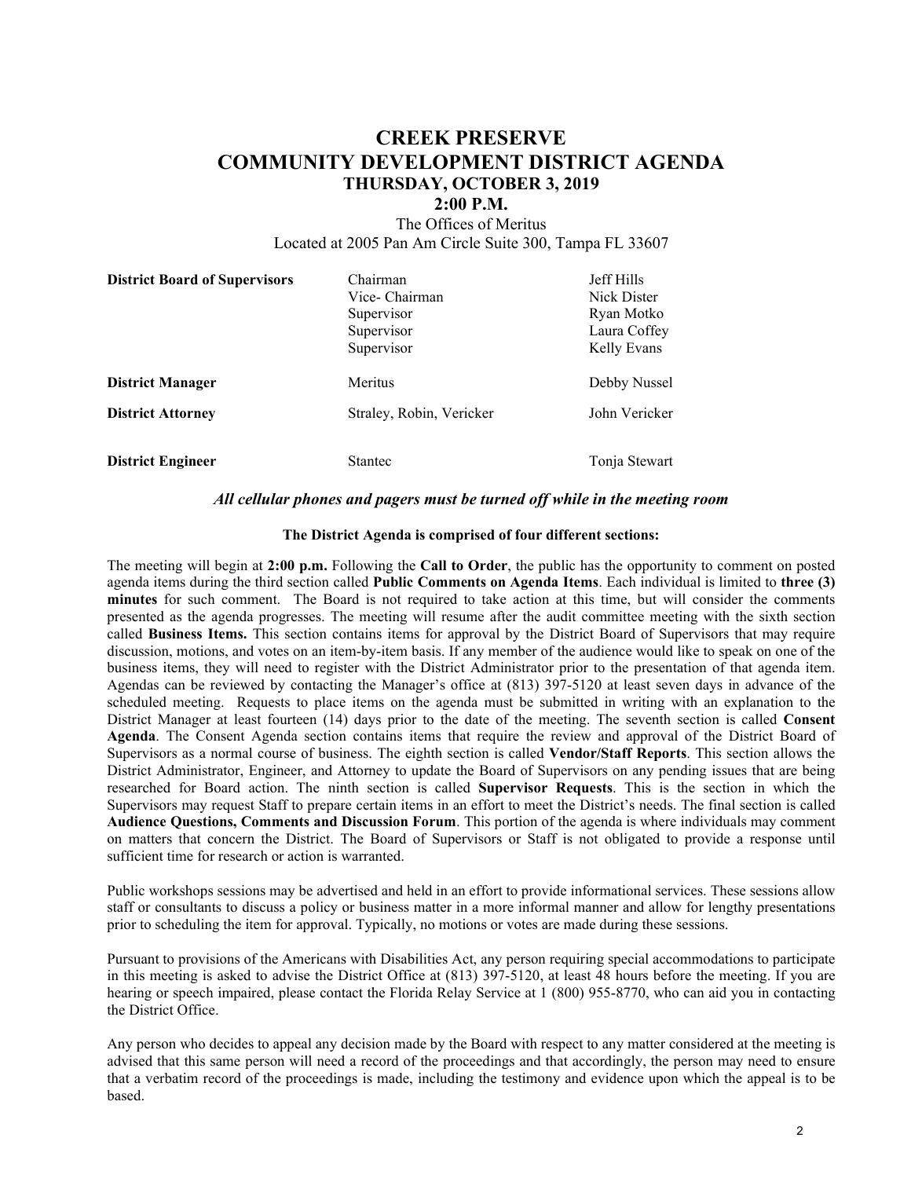# CREEK PRESERVE
# COMMUNITY DEVELOPMENT DISTRICT AGENDA
## THURSDAY, OCTOBER 3, 2019
## 2:00 P.M.

The Offices of Meritus
Located at 2005 Pan Am Circle Suite 300, Tampa FL 33607

| | | |
|---|---|---|
| **District Board of Supervisors** | Chairman | Jeff Hills |
| | Vice- Chairman | Nick Dister |
| | Supervisor | Ryan Motko |
| | Supervisor | Laura Coffey |
| | Supervisor | Kelly Evans |
| **District Manager** | Meritus | Debby Nussel |
| **District Attorney** | Straley, Robin, Vericker | John Vericker |
| **District Engineer** | Stantec | Tonja Stewart |

***All cellular phones and pagers must be turned off while in the meeting room***

**The District Agenda is comprised of four different sections:**

The meeting will begin at **2:00 p.m.** Following the **Call to Order**, the public has the opportunity to comment on posted agenda items during the third section called **Public Comments on Agenda Items**. Each individual is limited to **three (3) minutes** for such comment. The Board is not required to take action at this time, but will consider the comments presented as the agenda progresses. The meeting will resume after the audit committee meeting with the sixth section called **Business Items.** This section contains items for approval by the District Board of Supervisors that may require discussion, motions, and votes on an item-by-item basis. If any member of the audience would like to speak on one of the business items, they will need to register with the District Administrator prior to the presentation of that agenda item. Agendas can be reviewed by contacting the Manager's office at (813) 397-5120 at least seven days in advance of the scheduled meeting. Requests to place items on the agenda must be submitted in writing with an explanation to the District Manager at least fourteen (14) days prior to the date of the meeting. The seventh section is called **Consent Agenda**. The Consent Agenda section contains items that require the review and approval of the District Board of Supervisors as a normal course of business. The eighth section is called **Vendor/Staff Reports**. This section allows the District Administrator, Engineer, and Attorney to update the Board of Supervisors on any pending issues that are being researched for Board action. The ninth section is called **Supervisor Requests**. This is the section in which the Supervisors may request Staff to prepare certain items in an effort to meet the District's needs. The final section is called **Audience Questions, Comments and Discussion Forum**. This portion of the agenda is where individuals may comment on matters that concern the District. The Board of Supervisors or Staff is not obligated to provide a response until sufficient time for research or action is warranted.

Public workshops sessions may be advertised and held in an effort to provide informational services. These sessions allow staff or consultants to discuss a policy or business matter in a more informal manner and allow for lengthy presentations prior to scheduling the item for approval. Typically, no motions or votes are made during these sessions.

Pursuant to provisions of the Americans with Disabilities Act, any person requiring special accommodations to participate in this meeting is asked to advise the District Office at (813) 397-5120, at least 48 hours before the meeting. If you are hearing or speech impaired, please contact the Florida Relay Service at 1 (800) 955-8770, who can aid you in contacting the District Office.

Any person who decides to appeal any decision made by the Board with respect to any matter considered at the meeting is advised that this same person will need a record of the proceedings and that accordingly, the person may need to ensure that a verbatim record of the proceedings is made, including the testimony and evidence upon which the appeal is to be based.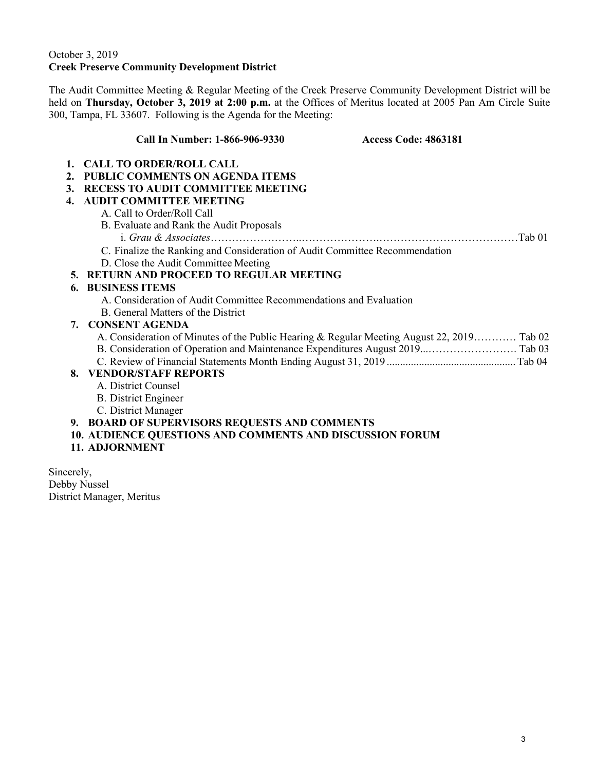October 3, 2019

**Creek Preserve Community Development District**

The Audit Committee Meeting & Regular Meeting of the Creek Preserve Community Development District will be held on **Thursday, October 3, 2019 at 2:00 p.m.** at the Offices of Meritus located at 2005 Pan Am Circle Suite 300, Tampa, FL 33607. Following is the Agenda for the Meeting:

**Call In Number: 1-866-906-9330 Access Code: 4863181**

1. **CALL TO ORDER/ROLL CALL**
2. **PUBLIC COMMENTS ON AGENDA ITEMS**
3. **RECESS TO AUDIT COMMITTEE MEETING**
4. **AUDIT COMMITTEE MEETING**
   - A. Call to Order/Roll Call
   - B. Evaluate and Rank the Audit Proposals
     - i. *Grau & Associates*……………………..…………………..…………………………………Tab 01
   - C. Finalize the Ranking and Consideration of Audit Committee Recommendation
   - D. Close the Audit Committee Meeting
5. **RETURN AND PROCEED TO REGULAR MEETING**
6. **BUSINESS ITEMS**
   - A. Consideration of Audit Committee Recommendations and Evaluation
   - B. General Matters of the District
7. **CONSENT AGENDA**
   - A. Consideration of Minutes of the Public Hearing & Regular Meeting August 22, 2019………… Tab 02
   - B. Consideration of Operation and Maintenance Expenditures August 2019...……………………. Tab 03
   - C. Review of Financial Statements Month Ending August 31, 2019 ............................................... Tab 04
8. **VENDOR/STAFF REPORTS**
   - A. District Counsel
   - B. District Engineer
   - C. District Manager
9. **BOARD OF SUPERVISORS REQUESTS AND COMMENTS**
10. **AUDIENCE QUESTIONS AND COMMENTS AND DISCUSSION FORUM**
11. **ADJORNMENT**

Sincerely,
Debby Nussel
District Manager, Meritus